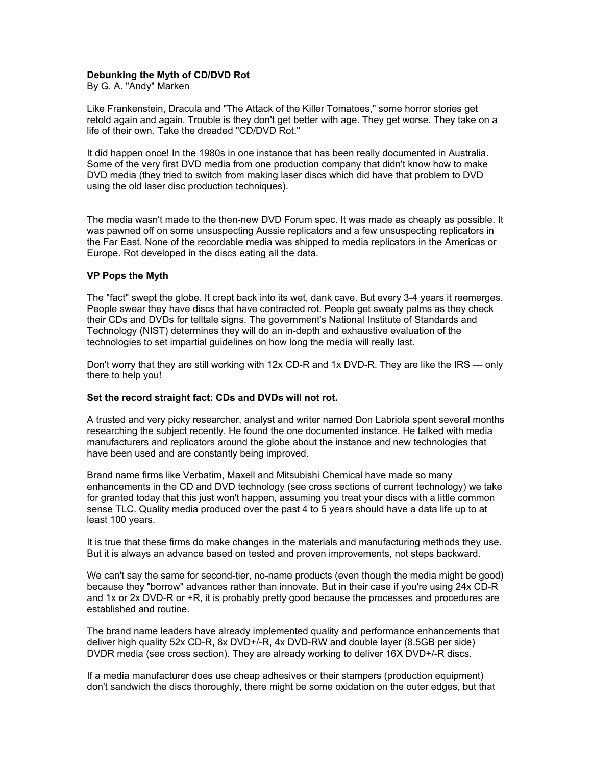**Debunking the Myth of CD/DVD Rot**
By G. A. "Andy" Marken

Like Frankenstein, Dracula and "The Attack of the Killer Tomatoes," some horror stories get retold again and again. Trouble is they don't get better with age. They get worse. They take on a life of their own. Take the dreaded "CD/DVD Rot."

It did happen once! In the 1980s in one instance that has been really documented in Australia. Some of the very first DVD media from one production company that didn't know how to make DVD media (they tried to switch from making laser discs which did have that problem to DVD using the old laser disc production techniques).

The media wasn't made to the then-new DVD Forum spec. It was made as cheaply as possible. It was pawned off on some unsuspecting Aussie replicators and a few unsuspecting replicators in the Far East. None of the recordable media was shipped to media replicators in the Americas or Europe. Rot developed in the discs eating all the data.

**VP Pops the Myth**

The "fact" swept the globe. It crept back into its wet, dank cave. But every 3-4 years it reemerges. People swear they have discs that have contracted rot. People get sweaty palms as they check their CDs and DVDs for telltale signs. The government's National Institute of Standards and Technology (NIST) determines they will do an in-depth and exhaustive evaluation of the technologies to set impartial guidelines on how long the media will really last.

Don't worry that they are still working with 12x CD-R and 1x DVD-R. They are like the IRS — only there to help you!

**Set the record straight fact: CDs and DVDs will not rot.**

A trusted and very picky researcher, analyst and writer named Don Labriola spent several months researching the subject recently. He found the one documented instance. He talked with media manufacturers and replicators around the globe about the instance and new technologies that have been used and are constantly being improved.

Brand name firms like Verbatim, Maxell and Mitsubishi Chemical have made so many enhancements in the CD and DVD technology (see cross sections of current technology) we take for granted today that this just won't happen, assuming you treat your discs with a little common sense TLC. Quality media produced over the past 4 to 5 years should have a data life up to at least 100 years.

It is true that these firms do make changes in the materials and manufacturing methods they use. But it is always an advance based on tested and proven improvements, not steps backward.

We can't say the same for second-tier, no-name products (even though the media might be good) because they "borrow" advances rather than innovate. But in their case if you're using 24x CD-R and 1x or 2x DVD-R or +R, it is probably pretty good because the processes and procedures are established and routine.

The brand name leaders have already implemented quality and performance enhancements that deliver high quality 52x CD-R, 8x DVD+/-R, 4x DVD-RW and double layer (8.5GB per side) DVDR media (see cross section). They are already working to deliver 16X DVD+/-R discs.

If a media manufacturer does use cheap adhesives or their stampers (production equipment) don't sandwich the discs thoroughly, there might be some oxidation on the outer edges, but that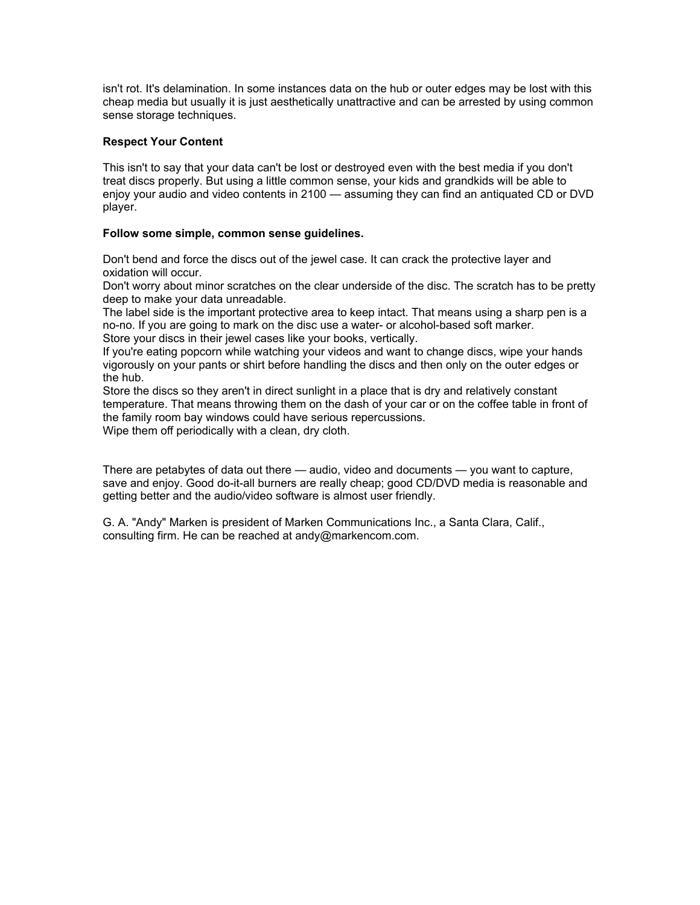isn't rot. It's delamination. In some instances data on the hub or outer edges may be lost with this cheap media but usually it is just aesthetically unattractive and can be arrested by using common sense storage techniques.

**Respect Your Content**

This isn't to say that your data can't be lost or destroyed even with the best media if you don't treat discs properly. But using a little common sense, your kids and grandkids will be able to enjoy your audio and video contents in 2100 — assuming they can find an antiquated CD or DVD player.

**Follow some simple, common sense guidelines.**

Don't bend and force the discs out of the jewel case. It can crack the protective layer and oxidation will occur.
Don't worry about minor scratches on the clear underside of the disc. The scratch has to be pretty deep to make your data unreadable.
The label side is the important protective area to keep intact. That means using a sharp pen is a no-no. If you are going to mark on the disc use a water- or alcohol-based soft marker.
Store your discs in their jewel cases like your books, vertically.
If you're eating popcorn while watching your videos and want to change discs, wipe your hands vigorously on your pants or shirt before handling the discs and then only on the outer edges or the hub.
Store the discs so they aren't in direct sunlight in a place that is dry and relatively constant temperature. That means throwing them on the dash of your car or on the coffee table in front of the family room bay windows could have serious repercussions.
Wipe them off periodically with a clean, dry cloth.

There are petabytes of data out there — audio, video and documents — you want to capture, save and enjoy. Good do-it-all burners are really cheap; good CD/DVD media is reasonable and getting better and the audio/video software is almost user friendly.

G. A. "Andy" Marken is president of Marken Communications Inc., a Santa Clara, Calif., consulting firm. He can be reached at andy@markencom.com.